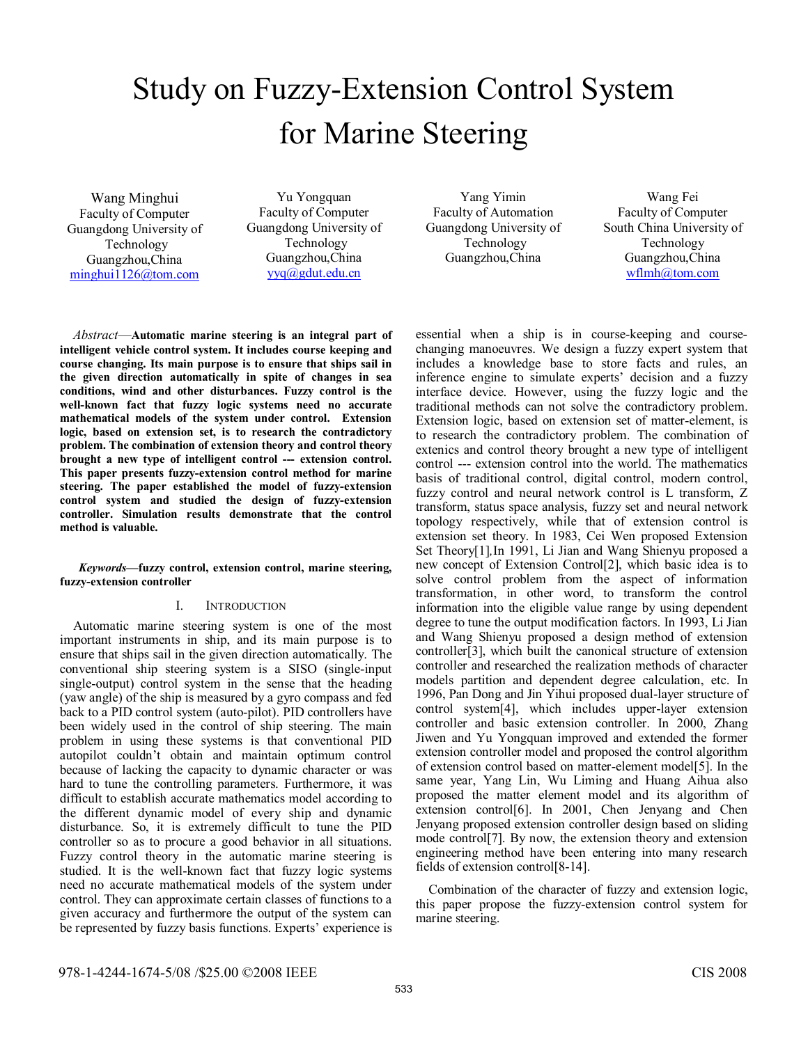# Study on Fuzzy-Extension Control System for Marine Steering

Wang Minghui
Faculty of Computer
Guangdong University of Technology
Guangzhou,China
minghui1126@tom.com

Yu Yongquan
Faculty of Computer
Guangdong University of Technology
Guangzhou,China
yyq@gdut.edu.cn

Yang Yimin
Faculty of Automation
Guangdong University of Technology
Guangzhou,China

Wang Fei
Faculty of Computer
South China University of Technology
Guangzhou,China
wflmh@tom.com

*Abstract*—**Automatic marine steering is an integral part of intelligent vehicle control system. It includes course keeping and course changing. Its main purpose is to ensure that ships sail in the given direction automatically in spite of changes in sea conditions, wind and other disturbances. Fuzzy control is the well-known fact that fuzzy logic systems need no accurate mathematical models of the system under control. Extension logic, based on extension set, is to research the contradictory problem. The combination of extension theory and control theory brought a new type of intelligent control --- extension control. This paper presents fuzzy-extension control method for marine steering. The paper established the model of fuzzy-extension control system and studied the design of fuzzy-extension controller. Simulation results demonstrate that the control method is valuable.**

*Keywords*—**fuzzy control, extension control, marine steering, fuzzy-extension controller**

## I. Introduction

Automatic marine steering system is one of the most important instruments in ship, and its main purpose is to ensure that ships sail in the given direction automatically. The conventional ship steering system is a SISO (single-input single-output) control system in the sense that the heading (yaw angle) of the ship is measured by a gyro compass and fed back to a PID control system (auto-pilot). PID controllers have been widely used in the control of ship steering. The main problem in using these systems is that conventional PID autopilot couldn't obtain and maintain optimum control because of lacking the capacity to dynamic character or was hard to tune the controlling parameters. Furthermore, it was difficult to establish accurate mathematics model according to the different dynamic model of every ship and dynamic disturbance. So, it is extremely difficult to tune the PID controller so as to procure a good behavior in all situations. Fuzzy control theory in the automatic marine steering is studied. It is the well-known fact that fuzzy logic systems need no accurate mathematical models of the system under control. They can approximate certain classes of functions to a given accuracy and furthermore the output of the system can be represented by fuzzy basis functions. Experts' experience is essential when a ship is in course-keeping and course-changing manoeuvres. We design a fuzzy expert system that includes a knowledge base to store facts and rules, an inference engine to simulate experts' decision and a fuzzy interface device. However, using the fuzzy logic and the traditional methods can not solve the contradictory problem. Extension logic, based on extension set of matter-element, is to research the contradictory problem. The combination of extenics and control theory brought a new type of intelligent control --- extension control into the world. The mathematics basis of traditional control, digital control, modern control, fuzzy control and neural network control is L transform, Z transform, status space analysis, fuzzy set and neural network topology respectively, while that of extension control is extension set theory. In 1983, Cei Wen proposed Extension Set Theory[1], In 1991, Li Jian and Wang Shienyu proposed a new concept of Extension Control[2], which basic idea is to solve control problem from the aspect of information transformation, in other word, to transform the control information into the eligible value range by using dependent degree to tune the output modification factors. In 1993, Li Jian and Wang Shienyu proposed a design method of extension controller[3], which built the canonical structure of extension controller and researched the realization methods of character models partition and dependent degree calculation, etc. In 1996, Pan Dong and Jin Yihui proposed dual-layer structure of control system[4], which includes upper-layer extension controller and basic extension controller. In 2000, Zhang Jiwen and Yu Yongquan improved and extended the former extension controller model and proposed the control algorithm of extension control based on matter-element model[5]. In the same year, Yang Lin, Wu Liming and Huang Aihua also proposed the matter element model and its algorithm of extension control[6]. In 2001, Chen Jenyang and Chen Jenyang proposed extension controller design based on sliding mode control[7]. By now, the extension theory and extension engineering method have been entering into many research fields of extension control[8-14].

Combination of the character of fuzzy and extension logic, this paper propose the fuzzy-extension control system for marine steering.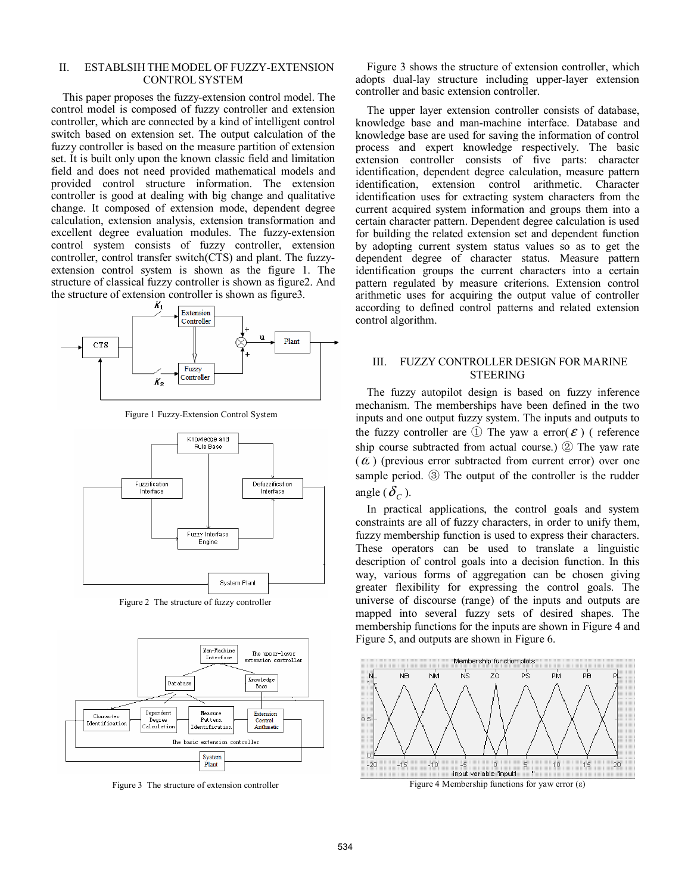## II. ESTABLSIH THE MODEL OF FUZZY-EXTENSION CONTROL SYSTEM

This paper proposes the fuzzy-extension control model. The control model is composed of fuzzy controller and extension controller, which are connected by a kind of intelligent control switch based on extension set. The output calculation of the fuzzy controller is based on the measure partition of extension set. It is built only upon the known classic field and limitation field and does not need provided mathematical models and provided control structure information. The extension controller is good at dealing with big change and qualitative change. It composed of extension mode, dependent degree calculation, extension analysis, extension transformation and excellent degree evaluation modules. The fuzzy-extension control system consists of fuzzy controller, extension controller, control transfer switch(CTS) and plant. The fuzzy-extension control system is shown as the figure 1. The structure of classical fuzzy controller is shown as figure2. And the structure of extension controller is shown as figure3.

Figure 1 Fuzzy-Extension Control System

Figure 2 The structure of fuzzy controller

Figure 3 The structure of extension controller

Figure 3 shows the structure of extension controller, which adopts dual-lay structure including upper-layer extension controller and basic extension controller.

The upper layer extension controller consists of database, knowledge base and man-machine interface. Database and knowledge base are used for saving the information of control process and expert knowledge respectively. The basic extension controller consists of five parts: character identification, dependent degree calculation, measure pattern identification, extension control arithmetic. Character identification uses for extracting system characters from the current acquired system information and groups them into a certain character pattern. Dependent degree calculation is used for building the related extension set and dependent function by adopting current system status values so as to get the dependent degree of character status. Measure pattern identification groups the current characters into a certain pattern regulated by measure criterions. Extension control arithmetic uses for acquiring the output value of controller according to defined control patterns and related extension control algorithm.

## III. FUZZY CONTROLLER DESIGN FOR MARINE STEERING

The fuzzy autopilot design is based on fuzzy inference mechanism. The memberships have been defined in the two inputs and one output fuzzy system. The inputs and outputs to the fuzzy controller are ① The yaw a error($\varepsilon$) ( reference ship course subtracted from actual course.) ② The yaw rate ($\alpha$) (previous error subtracted from current error) over one sample period. ③ The output of the controller is the rudder angle ($\delta_C$ ).

In practical applications, the control goals and system constraints are all of fuzzy characters, in order to unify them, fuzzy membership function is used to express their characters. These operators can be used to translate a linguistic description of control goals into a decision function. In this way, various forms of aggregation can be chosen giving greater flexibility for expressing the control goals. The universe of discourse (range) of the inputs and outputs are mapped into several fuzzy sets of desired shapes. The membership functions for the inputs are shown in Figure 4 and Figure 5, and outputs are shown in Figure 6.

Figure 4 Membership functions for yaw error (ε)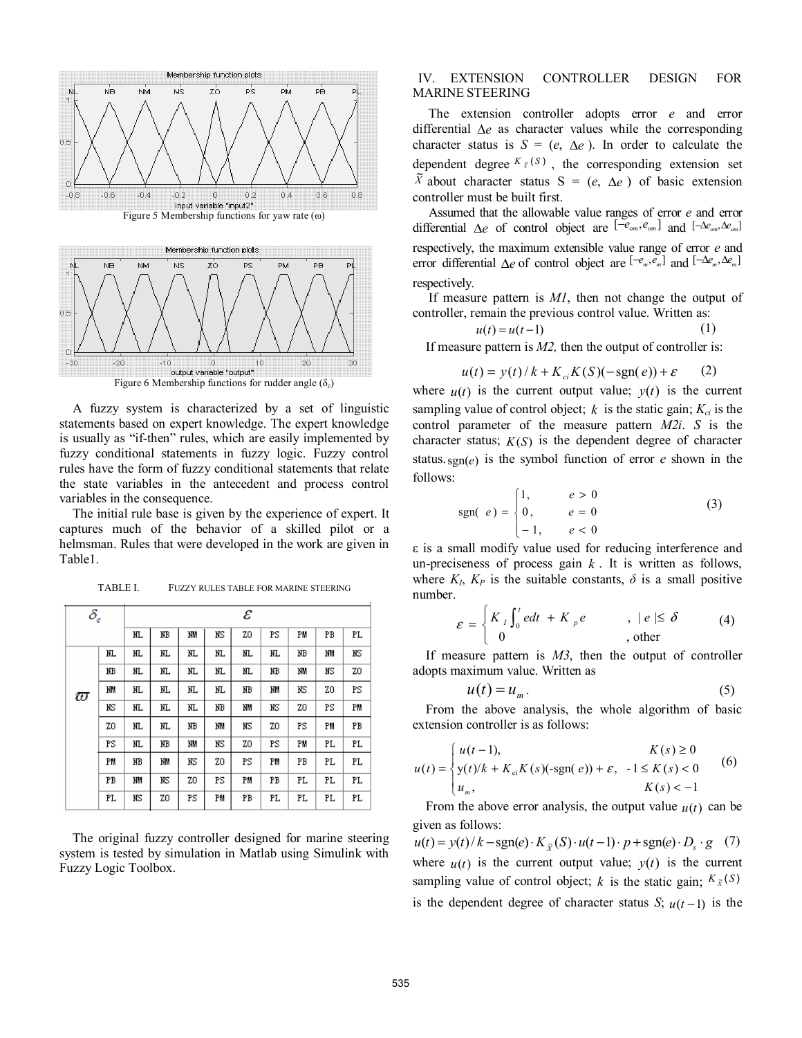Figure 5 Membership functions for yaw rate (ω)

Figure 6 Membership functions for rudder angle ($\delta_c$)

A fuzzy system is characterized by a set of linguistic statements based on expert knowledge. The expert knowledge is usually as "if-then" rules, which are easily implemented by fuzzy conditional statements in fuzzy logic. Fuzzy control rules have the form of fuzzy conditional statements that relate the state variables in the antecedent and process control variables in the consequence.

The initial rule base is given by the experience of expert. It captures much of the behavior of a skilled pilot or a helmsman. Rules that were developed in the work are given in Table1.

TABLE I. FUZZY RULES TABLE FOR MARINE STEERING

| $\delta_c$ | | $\varepsilon$ | | | | | | | | |
|---|---|---|---|---|---|---|---|---|---|---|
| | | NL | NB | NM | NS | ZO | PS | PM | PB | PL |
| $\varpi$ | NL | NL | NL | NL | NL | NL | NL | NB | NM | NS |
| | NB | NL | NL | NL | NL | NL | NB | NM | NS | ZO |
| | NM | NL | NL | NL | NL | NB | NM | NS | ZO | PS |
| | NS | NL | NL | NL | NB | NM | NS | ZO | PS | PM |
| | ZO | NL | NL | NB | NM | NS | ZO | PS | PM | PB |
| | PS | NL | NB | NM | NS | ZO | PS | PM | PL | PL |
| | PM | NB | NM | NS | ZO | PS | PM | PB | PL | PL |
| | PB | NM | NS | ZO | PS | PM | PB | PL | PL | PL |
| | PL | NS | ZO | PS | PM | PB | PL | PL | PL | PL |

The original fuzzy controller designed for marine steering system is tested by simulation in Matlab using Simulink with Fuzzy Logic Toolbox.

## IV. EXTENSION CONTROLLER DESIGN FOR MARINE STEERING

The extension controller adopts error $e$ and error differential $\Delta e$ as character values while the corresponding character status is $S$ = ($e$, $\Delta e$ ). In order to calculate the dependent degree $K_{\tilde{X}}(S)$ , the corresponding extension set $\tilde{X}$ about character status S = ($e$, $\Delta e$ ) of basic extension controller must be built first.

Assumed that the allowable value ranges of error $e$ and error differential $\Delta e$ of control object are $[-e_{om}, e_{om}]$ and $[-\Delta e_{om}, \Delta e_{om}]$ respectively, the maximum extensible value range of error $e$ and error differential $\Delta e$ of control object are $[-e_m, e_m]$ and $[-\Delta e_m, \Delta e_m]$ respectively.

If measure pattern is *M1*, then not change the output of controller, remain the previous control value. Written as:

$$u(t) = u(t-1) \tag{1}$$

If measure pattern is *M2,* then the output of controller is:

$$u(t) = y(t)/k + K_{ci} K(S)(-\text{sgn}(e)) + \varepsilon \tag{2}$$

where $u(t)$ is the current output value; $y(t)$ is the current sampling value of control object; $k$ is the static gain; $K_{ci}$ is the control parameter of the measure pattern *M2i*. $S$ is the character status; $K(S)$ is the dependent degree of character status. $\text{sgn}(e)$ is the symbol function of error $e$ shown in the follows:

$$\text{sgn}(e) = \begin{cases} 1, & e > 0 \\ 0, & e = 0 \\ -1, & e < 0 \end{cases} \tag{3}$$

ε is a small modify value used for reducing interference and un-preciseness of process gain $k$ . It is written as follows, where $K_I$, $K_P$ is the suitable constants, $\delta$ is a small positive number.

$$\varepsilon = \begin{cases} K_I \int_0^t e dt + K_p e & , |e| \leq \delta \\ 0 & , \text{other} \end{cases} \tag{4}$$

If measure pattern is *M3*, then the output of controller adopts maximum value. Written as

$$u(t) = u_m . \tag{5}$$

From the above analysis, the whole algorithm of basic extension controller is as follows:

$$u(t) = \begin{cases} u(t-1), & K(s) \geq 0 \\ y(t)/k + K_{ci} K(s)(-\text{sgn}(e)) + \varepsilon, & -1 \leq K(s) < 0 \\ u_m, & K(s) < -1 \end{cases} \tag{6}$$

From the above error analysis, the output value $u(t)$ can be given as follows:

$$u(t) = y(t)/k - \text{sgn}(e) \cdot K_{\tilde{X}}(S) \cdot u(t-1) \cdot p + \text{sgn}(e) \cdot D_s \cdot g \tag{7}$$

where $u(t)$ is the current output value; $y(t)$ is the current sampling value of control object; $k$ is the static gain; $K_{\tilde{X}}(S)$ is the dependent degree of character status $S$; $u(t-1)$ is the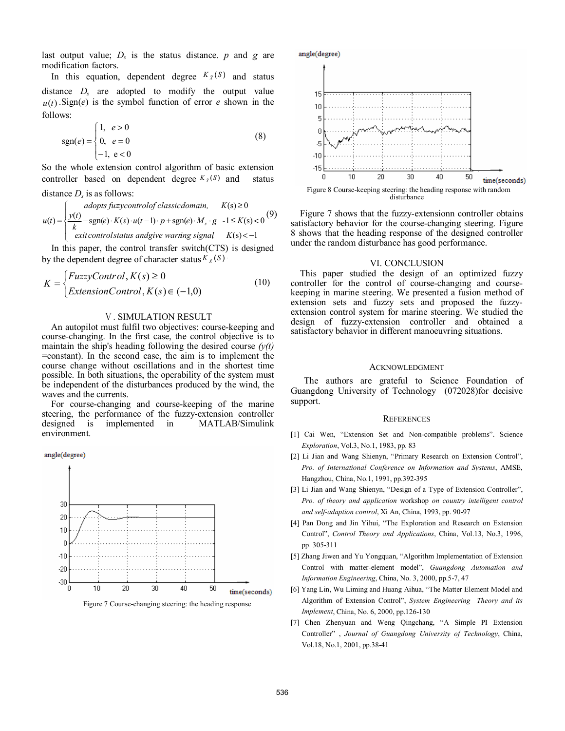last output value; $D_s$ is the status distance. $p$ and $g$ are modification factors.

In this equation, dependent degree $K_{\tilde{X}}(S)$ and status distance $D_s$ are adopted to modify the output value $u(t)$. Sign($e$) is the symbol function of error $e$ shown in the follows:

$$\mathrm{sgn}(e)=\begin{cases}1, & e>0\\ 0, & e=0\\ -1, & e<0\end{cases} \tag{8}$$

So the whole extension control algorithm of basic extension controller based on dependent degree $K_{\tilde{X}}(S)$ and status distance $D_s$ is as follows:

$$u(t)=\begin{cases}\text{adopts fuzzy control of classic domain,} & K(s)\geq 0\\ \dfrac{y(t)}{k}-\mathrm{sgn}(e)\cdot K(s)\cdot u(t-1)\cdot p+\mathrm{sgn}(e)\cdot M_s\cdot g & -1\leq K(s)<0\\ \text{exit control status and give warning signal,} & K(s)<-1\end{cases} \tag{9}$$

In this paper, the control transfer switch(CTS) is designed by the dependent degree of character status $K_{\tilde{X}}(S)$.

$$K=\begin{cases}FuzzyControl, K(s)\geq 0\\ ExtensionControl, K(s)\in(-1,0)\end{cases} \tag{10}$$

## V. SIMULATION RESULT

An autopilot must fulfil two objectives: course-keeping and course-changing. In the first case, the control objective is to maintain the ship's heading following the desired course *y(t)* =constant). In the second case, the aim is to implement the course change without oscillations and in the shortest time possible. In both situations, the operability of the system must be independent of the disturbances produced by the wind, the waves and the currents.

For course-changing and course-keeping of the marine steering, the performance of the fuzzy-extension controller designed is implemented in MATLAB/Simulink environment.

Figure 7 Course-changing steering: the heading response

Figure 8 Course-keeping steering: the heading response with random disturbance

Figure 7 shows that the fuzzy-extensionn controller obtains satisfactory behavior for the course-changing steering. Figure 8 shows that the heading response of the designed controller under the random disturbance has good performance.

## VI. CONCLUSION

This paper studied the design of an optimized fuzzy controller for the control of course-changing and course-keeping in marine steering. We presented a fusion method of extension sets and fuzzy sets and proposed the fuzzy-extension control system for marine steering. We studied the design of fuzzy-extension controller and obtained a satisfactory behavior in different manoeuvring situations.

## ACKNOWLEDGMENT

The authors are grateful to Science Foundation of Guangdong University of Technology (072028)for decisive support.

## REFERENCES

[1] Cai Wen, "Extension Set and Non-compatible problems". Science *Exploration*, Vol.3, No.1, 1983, pp. 83

[2] Li Jian and Wang Shienyn, "Primary Research on Extension Control", *Pro. of International Conference on Information and Systems*, AMSE, Hangzhou, China, No.1, 1991, pp.392-395

[3] Li Jian and Wang Shienyn, "Design of a Type of Extension Controller", *Pro. of theory and application* workshop *on country intelligent control and self-adaption control*, Xi An, China, 1993, pp. 90-97

[4] Pan Dong and Jin Yihui, "The Exploration and Research on Extension Control", *Control Theory and Applications*, China, Vol.13, No.3, 1996, pp. 305-311

[5] Zhang Jiwen and Yu Yongquan, "Algorithm Implementation of Extension Control with matter-element model", *Guangdong Automation and Information Engineering*, China, No. 3, 2000, pp.5-7, 47

[6] Yang Lin, Wu Liming and Huang Aihua, "The Matter Element Model and Algorithm of Extension Control", *System Engineering Theory and its Implement*, China, No. 6, 2000, pp.126-130

[7] Chen Zhenyuan and Weng Qingchang, "A Simple PI Extension Controller" , *Journal of Guangdong University of Technology*, China, Vol.18, No.1, 2001, pp.38-41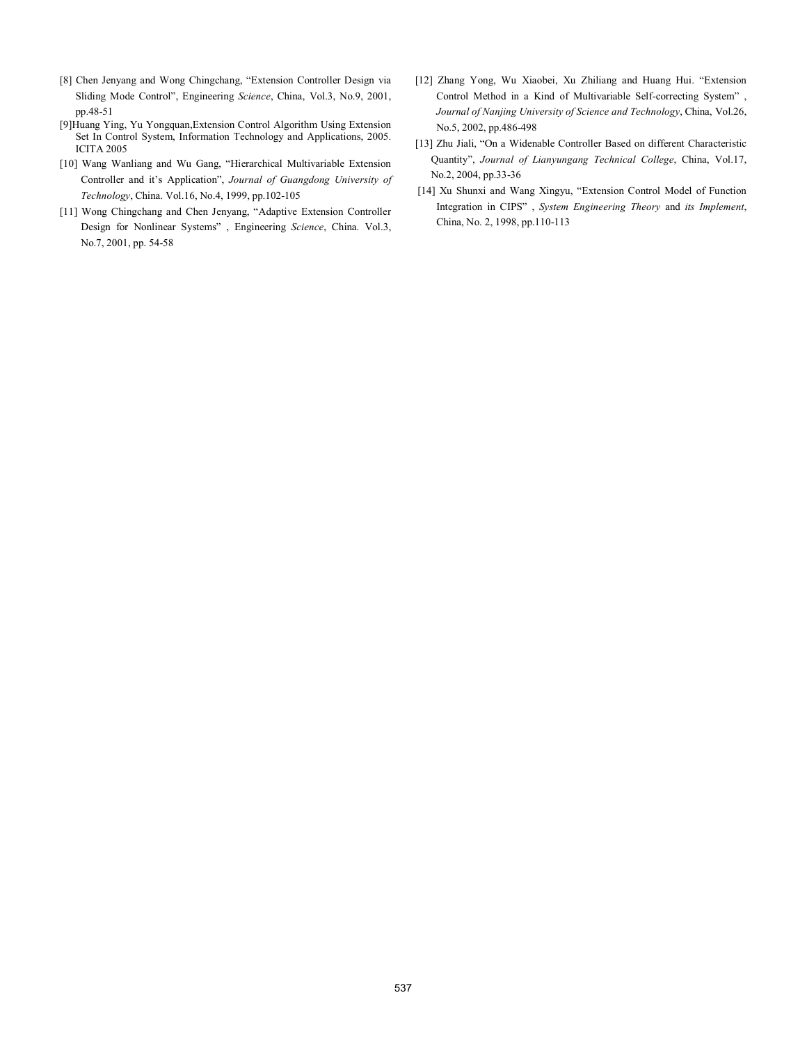[8] Chen Jenyang and Wong Chingchang, "Extension Controller Design via Sliding Mode Control", Engineering *Science*, China, Vol.3, No.9, 2001, pp.48-51

[9]Huang Ying, Yu Yongquan,Extension Control Algorithm Using Extension Set In Control System, Information Technology and Applications, 2005. ICITA 2005

[10] Wang Wanliang and Wu Gang, "Hierarchical Multivariable Extension Controller and it's Application", *Journal of Guangdong University of Technology*, China. Vol.16, No.4, 1999, pp.102-105

[11] Wong Chingchang and Chen Jenyang, "Adaptive Extension Controller Design for Nonlinear Systems" , Engineering *Science*, China. Vol.3, No.7, 2001, pp. 54-58

[12] Zhang Yong, Wu Xiaobei, Xu Zhiliang and Huang Hui. "Extension Control Method in a Kind of Multivariable Self-correcting System" , *Journal of Nanjing University of Science and Technology*, China, Vol.26, No.5, 2002, pp.486-498

[13] Zhu Jiali, "On a Widenable Controller Based on different Characteristic Quantity", *Journal of Lianyungang Technical College*, China, Vol.17, No.2, 2004, pp.33-36

[14] Xu Shunxi and Wang Xingyu, "Extension Control Model of Function Integration in CIPS" , *System Engineering Theory* and *its Implement*, China, No. 2, 1998, pp.110-113